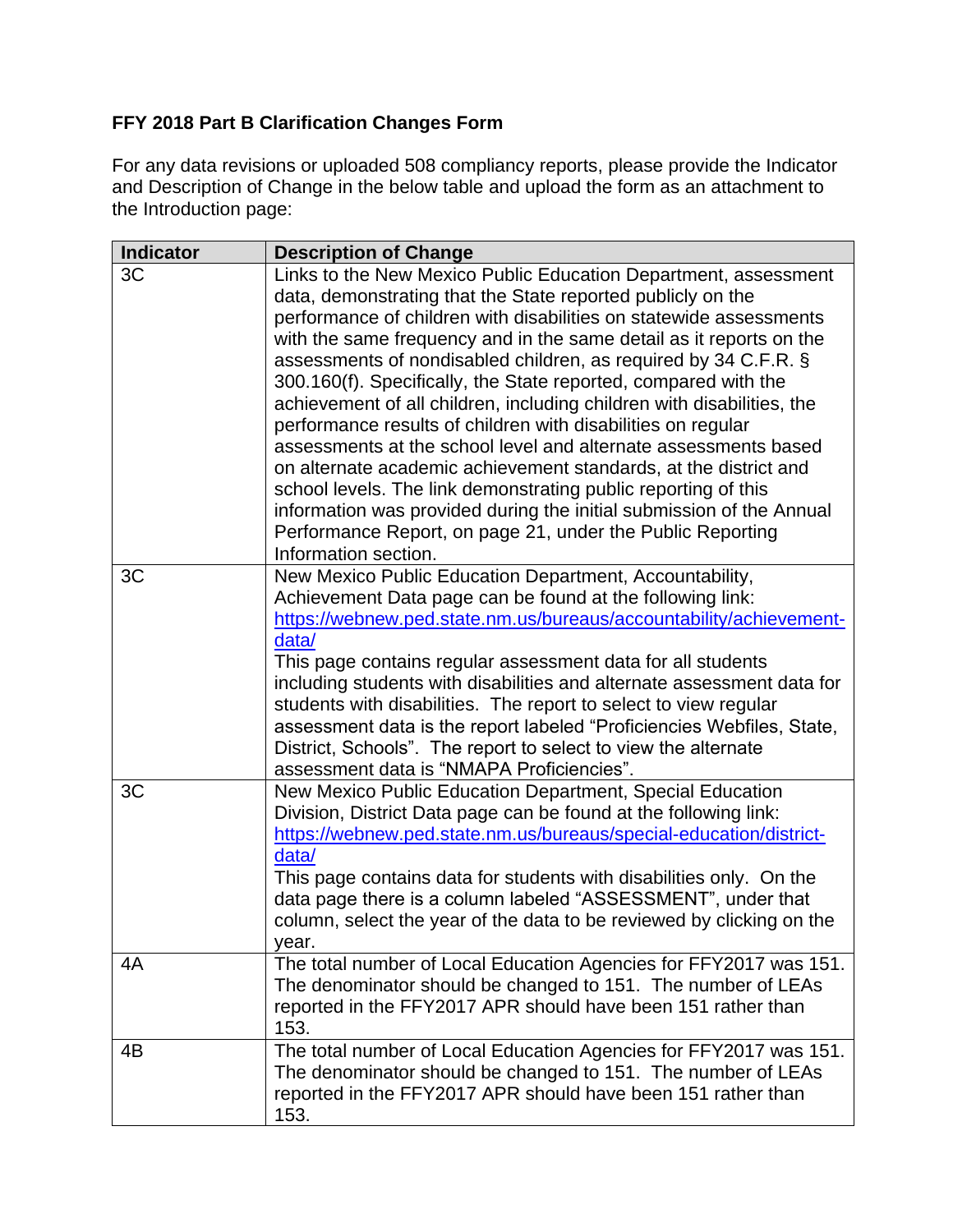**FFY 2018 Part B Clarification Changes Form**

For any data revisions or uploaded 508 compliancy reports, please provide the Indicator and Description of Change in the below table and upload the form as an attachment to the Introduction page:

| Indicator | Description of Change |
|---|---|
| 3C | Links to the New Mexico Public Education Department, assessment data, demonstrating that the State reported publicly on the performance of children with disabilities on statewide assessments with the same frequency and in the same detail as it reports on the assessments of nondisabled children, as required by 34 C.F.R. § 300.160(f). Specifically, the State reported, compared with the achievement of all children, including children with disabilities, the performance results of children with disabilities on regular assessments at the school level and alternate assessments based on alternate academic achievement standards, at the district and school levels. The link demonstrating public reporting of this information was provided during the initial submission of the Annual Performance Report, on page 21, under the Public Reporting Information section. |
| 3C | New Mexico Public Education Department, Accountability, Achievement Data page can be found at the following link: [https://webnew.ped.state.nm.us/bureaus/accountability/achievement-data/](https://webnew.ped.state.nm.us/bureaus/accountability/achievement-data/) This page contains regular assessment data for all students including students with disabilities and alternate assessment data for students with disabilities. The report to select to view regular assessment data is the report labeled "Proficiencies Webfiles, State, District, Schools". The report to select to view the alternate assessment data is "NMAPA Proficiencies". |
| 3C | New Mexico Public Education Department, Special Education Division, District Data page can be found at the following link: [https://webnew.ped.state.nm.us/bureaus/special-education/district-data/](https://webnew.ped.state.nm.us/bureaus/special-education/district-data/) This page contains data for students with disabilities only. On the data page there is a column labeled "ASSESSMENT", under that column, select the year of the data to be reviewed by clicking on the year. |
| 4A | The total number of Local Education Agencies for FFY2017 was 151. The denominator should be changed to 151. The number of LEAs reported in the FFY2017 APR should have been 151 rather than 153. |
| 4B | The total number of Local Education Agencies for FFY2017 was 151. The denominator should be changed to 151. The number of LEAs reported in the FFY2017 APR should have been 151 rather than 153. |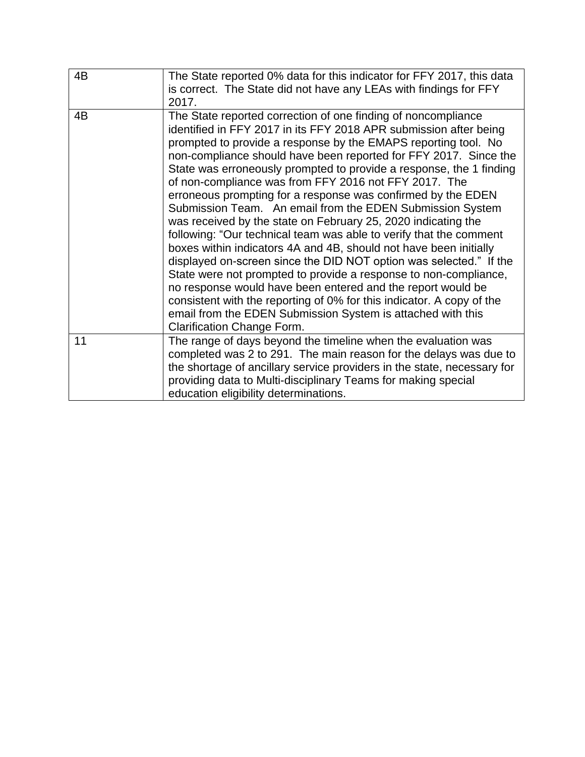| | |
|---|---|
| 4B | The State reported 0% data for this indicator for FFY 2017, this data is correct. The State did not have any LEAs with findings for FFY 2017. |
| 4B | The State reported correction of one finding of noncompliance identified in FFY 2017 in its FFY 2018 APR submission after being prompted to provide a response by the EMAPS reporting tool. No non-compliance should have been reported for FFY 2017. Since the State was erroneously prompted to provide a response, the 1 finding of non-compliance was from FFY 2016 not FFY 2017. The erroneous prompting for a response was confirmed by the EDEN Submission Team. An email from the EDEN Submission System was received by the state on February 25, 2020 indicating the following: "Our technical team was able to verify that the comment boxes within indicators 4A and 4B, should not have been initially displayed on-screen since the DID NOT option was selected." If the State were not prompted to provide a response to non-compliance, no response would have been entered and the report would be consistent with the reporting of 0% for this indicator. A copy of the email from the EDEN Submission System is attached with this Clarification Change Form. |
| 11 | The range of days beyond the timeline when the evaluation was completed was 2 to 291. The main reason for the delays was due to the shortage of ancillary service providers in the state, necessary for providing data to Multi-disciplinary Teams for making special education eligibility determinations. |